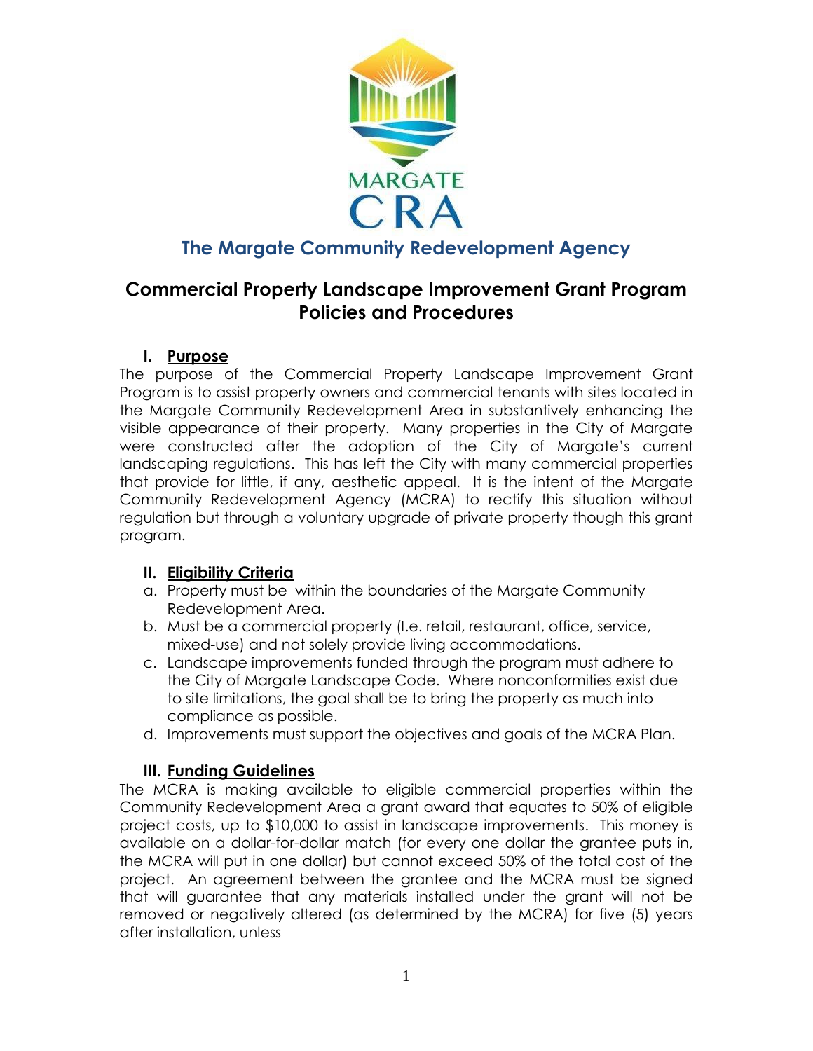MARGATE CRA

# The Margate Community Redevelopment Agency

## Commercial Property Landscape Improvement Grant Program Policies and Procedures

### I. Purpose

The purpose of the Commercial Property Landscape Improvement Grant Program is to assist property owners and commercial tenants with sites located in the Margate Community Redevelopment Area in substantively enhancing the visible appearance of their property. Many properties in the City of Margate were constructed after the adoption of the City of Margate's current landscaping regulations. This has left the City with many commercial properties that provide for little, if any, aesthetic appeal. It is the intent of the Margate Community Redevelopment Agency (MCRA) to rectify this situation without regulation but through a voluntary upgrade of private property though this grant program.

### II. Eligibility Criteria

a. Property must be within the boundaries of the Margate Community Redevelopment Area.
b. Must be a commercial property (I.e. retail, restaurant, office, service, mixed-use) and not solely provide living accommodations.
c. Landscape improvements funded through the program must adhere to the City of Margate Landscape Code. Where nonconformities exist due to site limitations, the goal shall be to bring the property as much into compliance as possible.
d. Improvements must support the objectives and goals of the MCRA Plan.

### III. Funding Guidelines

The MCRA is making available to eligible commercial properties within the Community Redevelopment Area a grant award that equates to 50% of eligible project costs, up to $10,000 to assist in landscape improvements. This money is available on a dollar-for-dollar match (for every one dollar the grantee puts in, the MCRA will put in one dollar) but cannot exceed 50% of the total cost of the project. An agreement between the grantee and the MCRA must be signed that will guarantee that any materials installed under the grant will not be removed or negatively altered (as determined by the MCRA) for five (5) years after installation, unless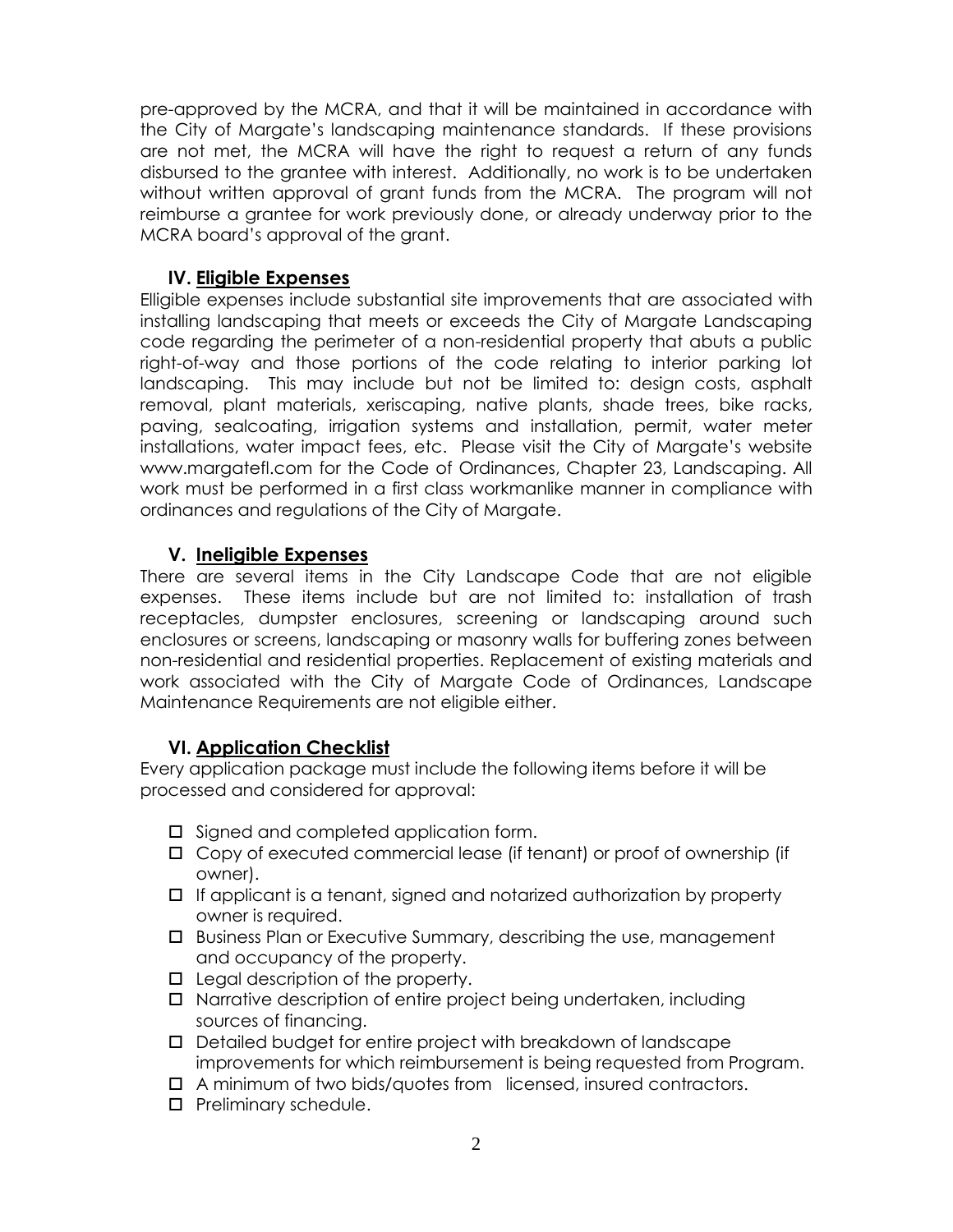pre-approved by the MCRA, and that it will be maintained in accordance with the City of Margate's landscaping maintenance standards. If these provisions are not met, the MCRA will have the right to request a return of any funds disbursed to the grantee with interest. Additionally, no work is to be undertaken without written approval of grant funds from the MCRA. The program will not reimburse a grantee for work previously done, or already underway prior to the MCRA board's approval of the grant.

## IV. Eligible Expenses

Elligible expenses include substantial site improvements that are associated with installing landscaping that meets or exceeds the City of Margate Landscaping code regarding the perimeter of a non-residential property that abuts a public right-of-way and those portions of the code relating to interior parking lot landscaping. This may include but not be limited to: design costs, asphalt removal, plant materials, xeriscaping, native plants, shade trees, bike racks, paving, sealcoating, irrigation systems and installation, permit, water meter installations, water impact fees, etc. Please visit the City of Margate's website www.margatefl.com for the Code of Ordinances, Chapter 23, Landscaping. All work must be performed in a first class workmanlike manner in compliance with ordinances and regulations of the City of Margate.

## V. Ineligible Expenses

There are several items in the City Landscape Code that are not eligible expenses. These items include but are not limited to: installation of trash receptacles, dumpster enclosures, screening or landscaping around such enclosures or screens, landscaping or masonry walls for buffering zones between non-residential and residential properties. Replacement of existing materials and work associated with the City of Margate Code of Ordinances, Landscape Maintenance Requirements are not eligible either.

## VI. Application Checklist

Every application package must include the following items before it will be processed and considered for approval:

- ☐ Signed and completed application form.
- ☐ Copy of executed commercial lease (if tenant) or proof of ownership (if owner).
- ☐ If applicant is a tenant, signed and notarized authorization by property owner is required.
- ☐ Business Plan or Executive Summary, describing the use, management and occupancy of the property.
- ☐ Legal description of the property.
- ☐ Narrative description of entire project being undertaken, including sources of financing.
- ☐ Detailed budget for entire project with breakdown of landscape improvements for which reimbursement is being requested from Program.
- ☐ A minimum of two bids/quotes from licensed, insured contractors.
- ☐ Preliminary schedule.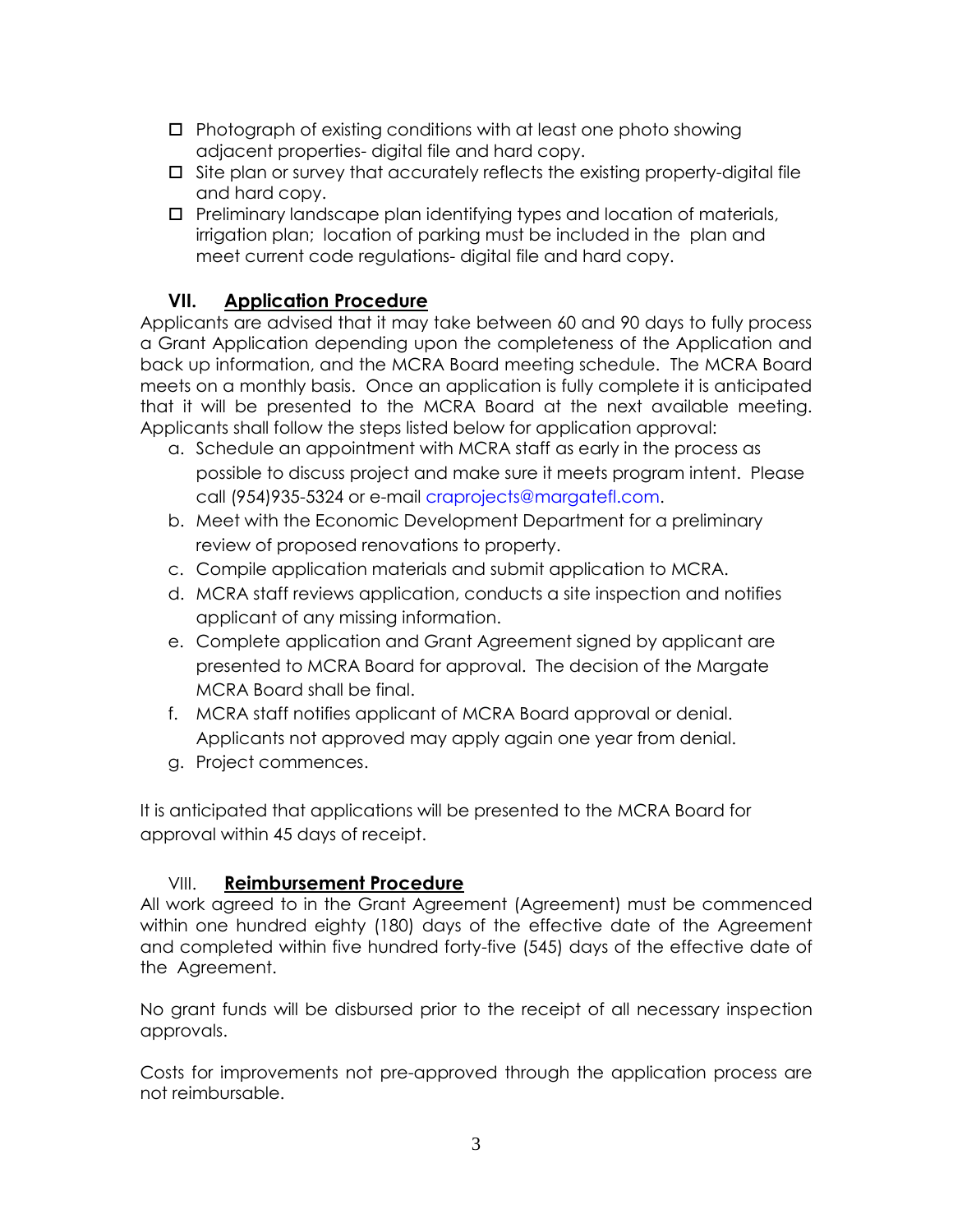- ☐ Photograph of existing conditions with at least one photo showing adjacent properties- digital file and hard copy.
- ☐ Site plan or survey that accurately reflects the existing property-digital file and hard copy.
- ☐ Preliminary landscape plan identifying types and location of materials, irrigation plan; location of parking must be included in the plan and meet current code regulations- digital file and hard copy.

## VII. Application Procedure

Applicants are advised that it may take between 60 and 90 days to fully process a Grant Application depending upon the completeness of the Application and back up information, and the MCRA Board meeting schedule. The MCRA Board meets on a monthly basis. Once an application is fully complete it is anticipated that it will be presented to the MCRA Board at the next available meeting. Applicants shall follow the steps listed below for application approval:

a. Schedule an appointment with MCRA staff as early in the process as possible to discuss project and make sure it meets program intent. Please call (954)935-5324 or e-mail craprojects@margatefl.com.
b. Meet with the Economic Development Department for a preliminary review of proposed renovations to property.
c. Compile application materials and submit application to MCRA.
d. MCRA staff reviews application, conducts a site inspection and notifies applicant of any missing information.
e. Complete application and Grant Agreement signed by applicant are presented to MCRA Board for approval. The decision of the Margate MCRA Board shall be final.
f. MCRA staff notifies applicant of MCRA Board approval or denial. Applicants not approved may apply again one year from denial.
g. Project commences.

It is anticipated that applications will be presented to the MCRA Board for approval within 45 days of receipt.

## VIII. Reimbursement Procedure

All work agreed to in the Grant Agreement (Agreement) must be commenced within one hundred eighty (180) days of the effective date of the Agreement and completed within five hundred forty-five (545) days of the effective date of the Agreement.

No grant funds will be disbursed prior to the receipt of all necessary inspection approvals.

Costs for improvements not pre-approved through the application process are not reimbursable.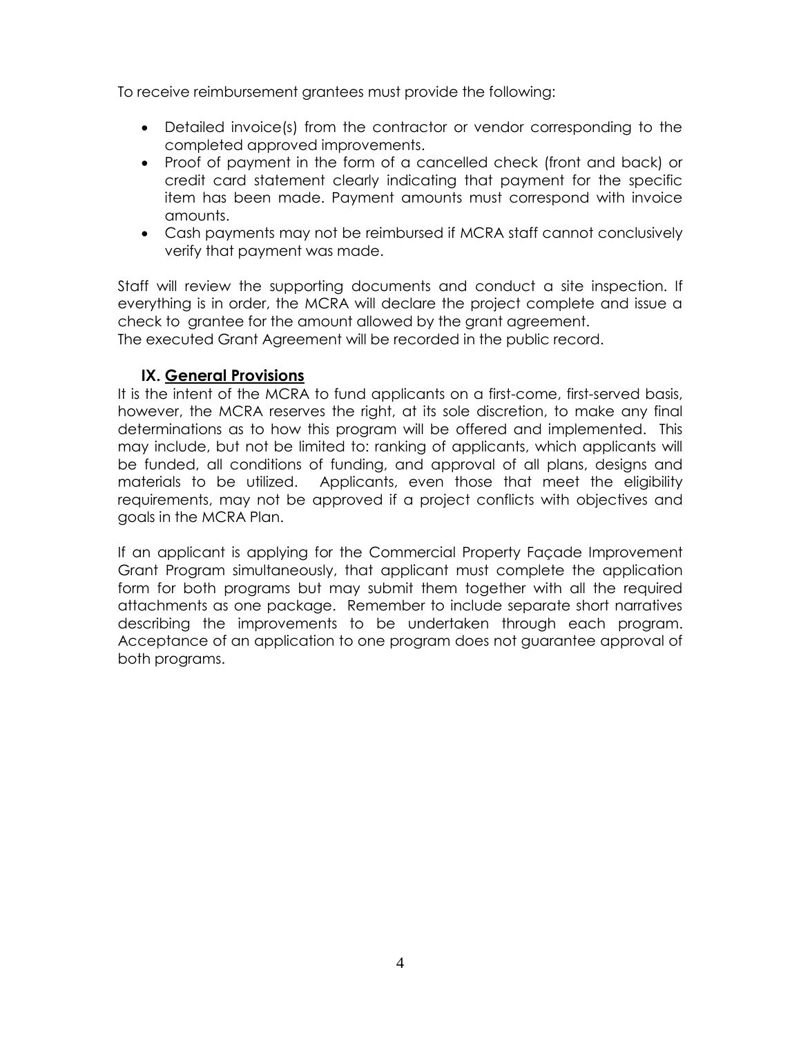To receive reimbursement grantees must provide the following:

- Detailed invoice(s) from the contractor or vendor corresponding to the completed approved improvements.
- Proof of payment in the form of a cancelled check (front and back) or credit card statement clearly indicating that payment for the specific item has been made. Payment amounts must correspond with invoice amounts.
- Cash payments may not be reimbursed if MCRA staff cannot conclusively verify that payment was made.

Staff will review the supporting documents and conduct a site inspection. If everything is in order, the MCRA will declare the project complete and issue a check to grantee for the amount allowed by the grant agreement.
The executed Grant Agreement will be recorded in the public record.

## IX. General Provisions

It is the intent of the MCRA to fund applicants on a first-come, first-served basis, however, the MCRA reserves the right, at its sole discretion, to make any final determinations as to how this program will be offered and implemented. This may include, but not be limited to: ranking of applicants, which applicants will be funded, all conditions of funding, and approval of all plans, designs and materials to be utilized. Applicants, even those that meet the eligibility requirements, may not be approved if a project conflicts with objectives and goals in the MCRA Plan.

If an applicant is applying for the Commercial Property Façade Improvement Grant Program simultaneously, that applicant must complete the application form for both programs but may submit them together with all the required attachments as one package. Remember to include separate short narratives describing the improvements to be undertaken through each program. Acceptance of an application to one program does not guarantee approval of both programs.